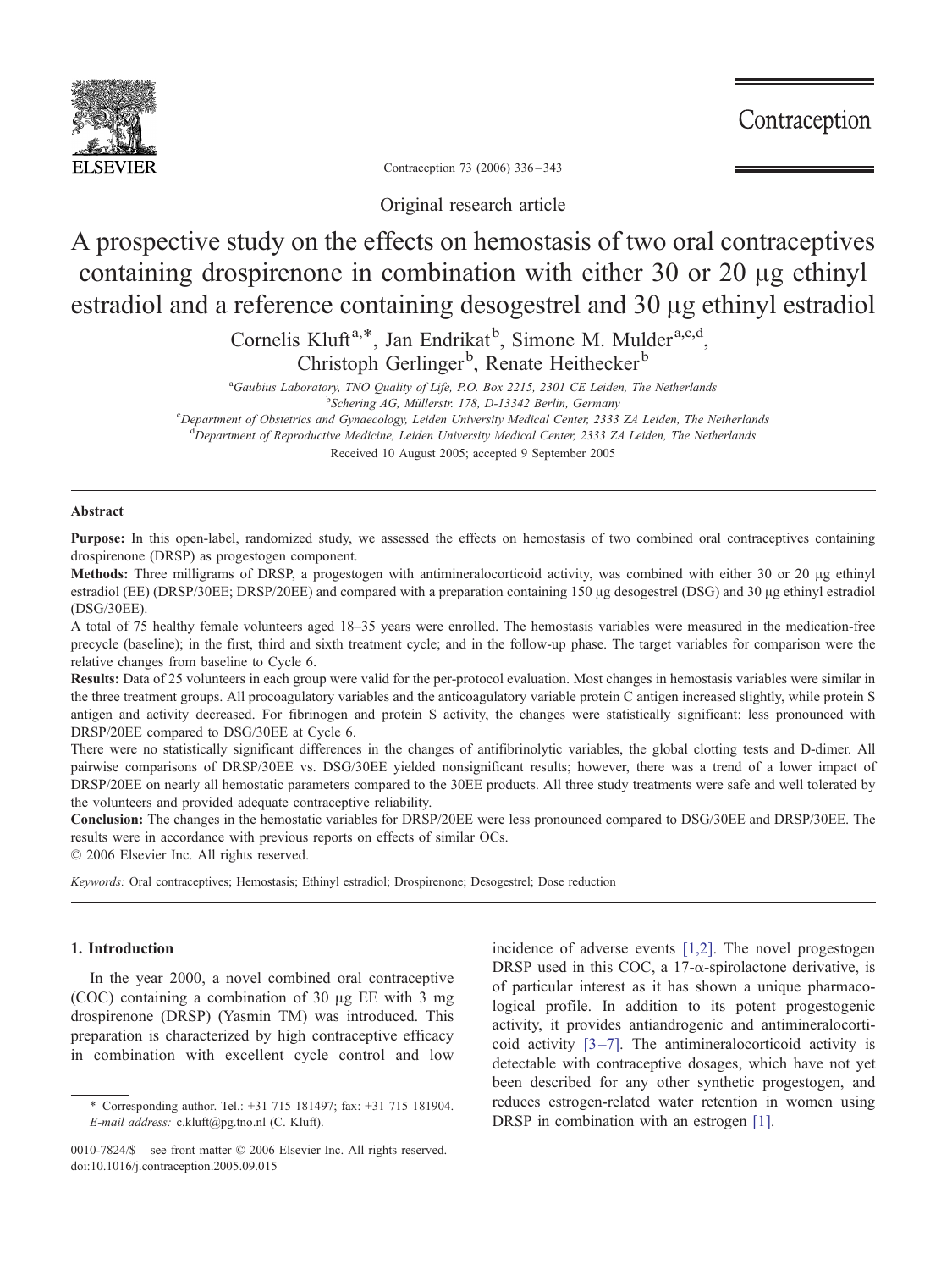Original research article

# A prospective study on the effects on hemostasis of two oral contraceptives containing drospirenone in combination with either 30 or 20 μg ethinyl estradiol and a reference containing desogestrel and 30 μg ethinyl estradiol

Cornelis Kluft[a,*], Jan Endrikat[b], Simone M. Mulder[a,c,d], Christoph Gerlinger[b], Renate Heithecker[b]

[a]*Gaubius Laboratory, TNO Quality of Life, P.O. Box 2215, 2301 CE Leiden, The Netherlands*
[b]*Schering AG, Müllerstr. 178, D-13342 Berlin, Germany*
[c]*Department of Obstetrics and Gynaecology, Leiden University Medical Center, 2333 ZA Leiden, The Netherlands*
[d]*Department of Reproductive Medicine, Leiden University Medical Center, 2333 ZA Leiden, The Netherlands*

Received 10 August 2005; accepted 9 September 2005

## Abstract

**Purpose:** In this open-label, randomized study, we assessed the effects on hemostasis of two combined oral contraceptives containing drospirenone (DRSP) as progestogen component.

**Methods:** Three milligrams of DRSP, a progestogen with antimineralocorticoid activity, was combined with either 30 or 20 μg ethinyl estradiol (EE) (DRSP/30EE; DRSP/20EE) and compared with a preparation containing 150 μg desogestrel (DSG) and 30 μg ethinyl estradiol (DSG/30EE).

A total of 75 healthy female volunteers aged 18–35 years were enrolled. The hemostasis variables were measured in the medication-free precycle (baseline); in the first, third and sixth treatment cycle; and in the follow-up phase. The target variables for comparison were the relative changes from baseline to Cycle 6.

**Results:** Data of 25 volunteers in each group were valid for the per-protocol evaluation. Most changes in hemostasis variables were similar in the three treatment groups. All procoagulatory variables and the anticoagulatory variable protein C antigen increased slightly, while protein S antigen and activity decreased. For fibrinogen and protein S activity, the changes were statistically significant: less pronounced with DRSP/20EE compared to DSG/30EE at Cycle 6.

There were no statistically significant differences in the changes of antifibrinolytic variables, the global clotting tests and D-dimer. All pairwise comparisons of DRSP/30EE vs. DSG/30EE yielded nonsignificant results; however, there was a trend of a lower impact of DRSP/20EE on nearly all hemostatic parameters compared to the 30EE products. All three study treatments were safe and well tolerated by the volunteers and provided adequate contraceptive reliability.

**Conclusion:** The changes in the hemostatic variables for DRSP/20EE were less pronounced compared to DSG/30EE and DRSP/30EE. The results were in accordance with previous reports on effects of similar OCs.

© 2006 Elsevier Inc. All rights reserved.

*Keywords:* Oral contraceptives; Hemostasis; Ethinyl estradiol; Drospirenone; Desogestrel; Dose reduction

## 1. Introduction

In the year 2000, a novel combined oral contraceptive (COC) containing a combination of 30 μg EE with 3 mg drospirenone (DRSP) (Yasmin TM) was introduced. This preparation is characterized by high contraceptive efficacy in combination with excellent cycle control and low incidence of adverse events [1,2]. The novel progestogen DRSP used in this COC, a 17-α-spirolactone derivative, is of particular interest as it has shown a unique pharmacological profile. In addition to its potent progestogenic activity, it provides antiandrogenic and antimineralocorticoid activity [3–7]. The antimineralocorticoid activity is detectable with contraceptive dosages, which have not yet been described for any other synthetic progestogen, and reduces estrogen-related water retention in women using DRSP in combination with an estrogen [1].

\* Corresponding author. Tel.: +31 715 181497; fax: +31 715 181904. *E-mail address:* c.kluft@pg.tno.nl (C. Kluft).

0010-7824/$ – see front matter © 2006 Elsevier Inc. All rights reserved.
doi:10.1016/j.contraception.2005.09.015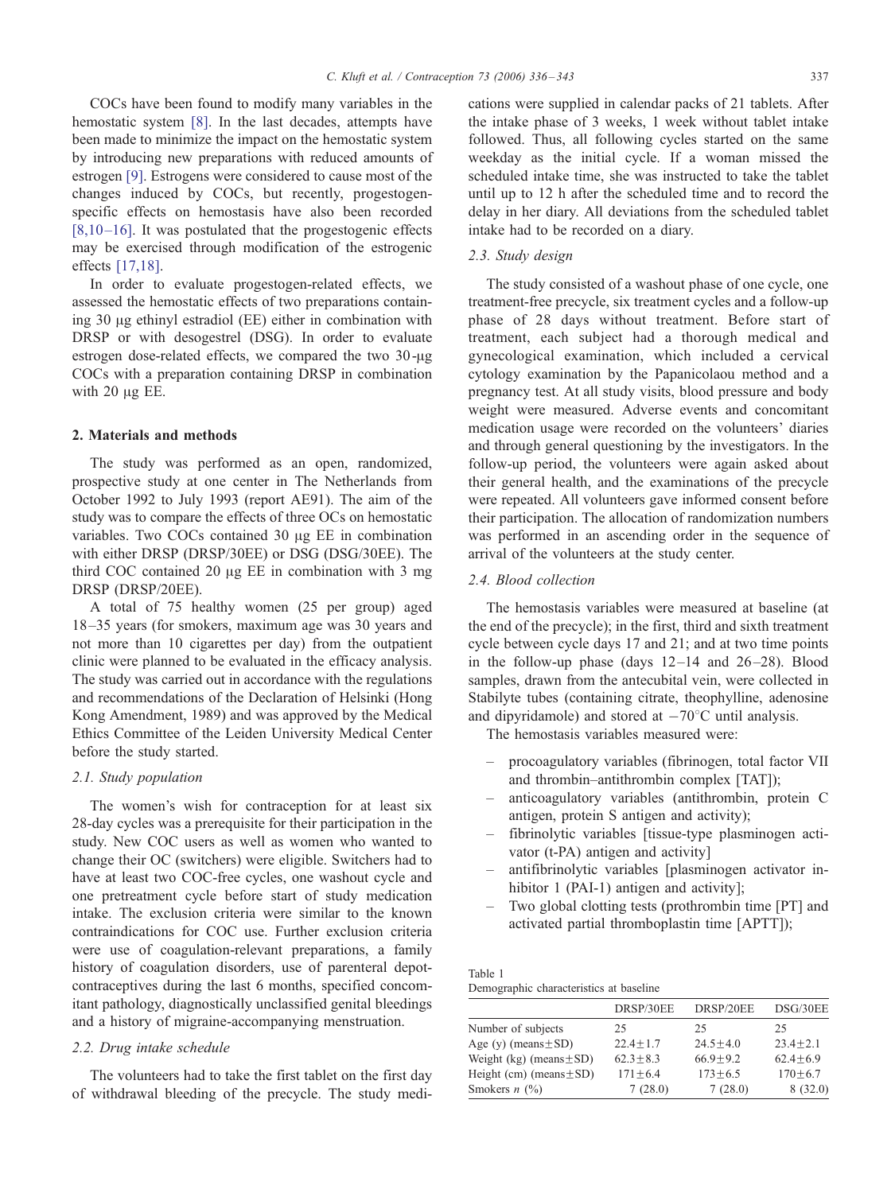COCs have been found to modify many variables in the hemostatic system [8]. In the last decades, attempts have been made to minimize the impact on the hemostatic system by introducing new preparations with reduced amounts of estrogen [9]. Estrogens were considered to cause most of the changes induced by COCs, but recently, progestogen-specific effects on hemostasis have also been recorded [8,10–16]. It was postulated that the progestogenic effects may be exercised through modification of the estrogenic effects [17,18].

In order to evaluate progestogen-related effects, we assessed the hemostatic effects of two preparations containing 30 μg ethinyl estradiol (EE) either in combination with DRSP or with desogestrel (DSG). In order to evaluate estrogen dose-related effects, we compared the two 30-μg COCs with a preparation containing DRSP in combination with 20 μg EE.

## 2. Materials and methods

The study was performed as an open, randomized, prospective study at one center in The Netherlands from October 1992 to July 1993 (report AE91). The aim of the study was to compare the effects of three OCs on hemostatic variables. Two COCs contained 30 μg EE in combination with either DRSP (DRSP/30EE) or DSG (DSG/30EE). The third COC contained 20 μg EE in combination with 3 mg DRSP (DRSP/20EE).

A total of 75 healthy women (25 per group) aged 18–35 years (for smokers, maximum age was 30 years and not more than 10 cigarettes per day) from the outpatient clinic were planned to be evaluated in the efficacy analysis. The study was carried out in accordance with the regulations and recommendations of the Declaration of Helsinki (Hong Kong Amendment, 1989) and was approved by the Medical Ethics Committee of the Leiden University Medical Center before the study started.

### *2.1. Study population*

The women's wish for contraception for at least six 28-day cycles was a prerequisite for their participation in the study. New COC users as well as women who wanted to change their OC (switchers) were eligible. Switchers had to have at least two COC-free cycles, one washout cycle and one pretreatment cycle before start of study medication intake. The exclusion criteria were similar to the known contraindications for COC use. Further exclusion criteria were use of coagulation-relevant preparations, a family history of coagulation disorders, use of parenteral depot-contraceptives during the last 6 months, specified concomitant pathology, diagnostically unclassified genital bleedings and a history of migraine-accompanying menstruation.

### *2.2. Drug intake schedule*

The volunteers had to take the first tablet on the first day of withdrawal bleeding of the precycle. The study medications were supplied in calendar packs of 21 tablets. After the intake phase of 3 weeks, 1 week without tablet intake followed. Thus, all following cycles started on the same weekday as the initial cycle. If a woman missed the scheduled intake time, she was instructed to take the tablet until up to 12 h after the scheduled time and to record the delay in her diary. All deviations from the scheduled tablet intake had to be recorded on a diary.

### *2.3. Study design*

The study consisted of a washout phase of one cycle, one treatment-free precycle, six treatment cycles and a follow-up phase of 28 days without treatment. Before start of treatment, each subject had a thorough medical and gynecological examination, which included a cervical cytology examination by the Papanicolaou method and a pregnancy test. At all study visits, blood pressure and body weight were measured. Adverse events and concomitant medication usage were recorded on the volunteers' diaries and through general questioning by the investigators. In the follow-up period, the volunteers were again asked about their general health, and the examinations of the precycle were repeated. All volunteers gave informed consent before their participation. The allocation of randomization numbers was performed in an ascending order in the sequence of arrival of the volunteers at the study center.

### *2.4. Blood collection*

The hemostasis variables were measured at baseline (at the end of the precycle); in the first, third and sixth treatment cycle between cycle days 17 and 21; and at two time points in the follow-up phase (days 12–14 and 26–28). Blood samples, drawn from the antecubital vein, were collected in Stabilyte tubes (containing citrate, theophylline, adenosine and dipyridamole) and stored at −70°C until analysis.

The hemostasis variables measured were:

- procoagulatory variables (fibrinogen, total factor VII and thrombin–antithrombin complex [TAT]);
- anticoagulatory variables (antithrombin, protein C antigen, protein S antigen and activity);
- fibrinolytic variables [tissue-type plasminogen activator (t-PA) antigen and activity]
- antifibrinolytic variables [plasminogen activator inhibitor 1 (PAI-1) antigen and activity];
- Two global clotting tests (prothrombin time [PT] and activated partial thromboplastin time [APTT]);

Table 1
Demographic characteristics at baseline

| | DRSP/30EE | DRSP/20EE | DSG/30EE |
|---|---|---|---|
| Number of subjects | 25 | 25 | 25 |
| Age (y) (means±SD) | 22.4±1.7 | 24.5±4.0 | 23.4±2.1 |
| Weight (kg) (means±SD) | 62.3±8.3 | 66.9±9.2 | 62.4±6.9 |
| Height (cm) (means±SD) | 171±6.4 | 173±6.5 | 170±6.7 |
| Smokers *n* (%) | 7 (28.0) | 7 (28.0) | 8 (32.0) |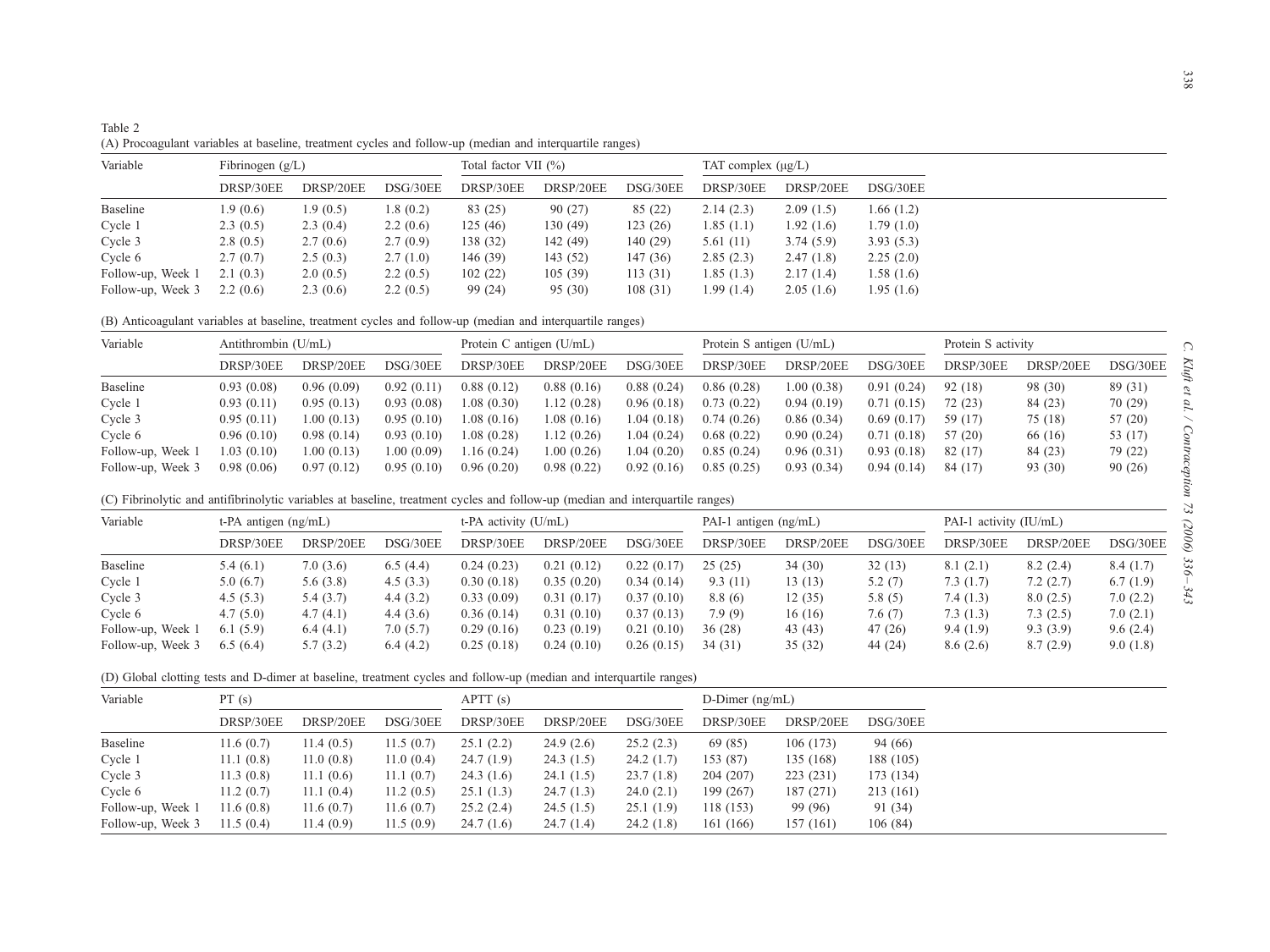Table 2

(A) Procoagulant variables at baseline, treatment cycles and follow-up (median and interquartile ranges)

| Variable | Fibrinogen (g/L) | | | Total factor VII (%) | | | TAT complex (μg/L) | | |
|---|---|---|---|---|---|---|---|---|---|
| | DRSP/30EE | DRSP/20EE | DSG/30EE | DRSP/30EE | DRSP/20EE | DSG/30EE | DRSP/30EE | DRSP/20EE | DSG/30EE |
| Baseline | 1.9 (0.6) | 1.9 (0.5) | 1.8 (0.2) | 83 (25) | 90 (27) | 85 (22) | 2.14 (2.3) | 2.09 (1.5) | 1.66 (1.2) |
| Cycle 1 | 2.3 (0.5) | 2.3 (0.4) | 2.2 (0.6) | 125 (46) | 130 (49) | 123 (26) | 1.85 (1.1) | 1.92 (1.6) | 1.79 (1.0) |
| Cycle 3 | 2.8 (0.5) | 2.7 (0.6) | 2.7 (0.9) | 138 (32) | 142 (49) | 140 (29) | 5.61 (11) | 3.74 (5.9) | 3.93 (5.3) |
| Cycle 6 | 2.7 (0.7) | 2.5 (0.3) | 2.7 (1.0) | 146 (39) | 143 (52) | 147 (36) | 2.85 (2.3) | 2.47 (1.8) | 2.25 (2.0) |
| Follow-up, Week 1 | 2.1 (0.3) | 2.0 (0.5) | 2.2 (0.5) | 102 (22) | 105 (39) | 113 (31) | 1.85 (1.3) | 2.17 (1.4) | 1.58 (1.6) |
| Follow-up, Week 3 | 2.2 (0.6) | 2.3 (0.6) | 2.2 (0.5) | 99 (24) | 95 (30) | 108 (31) | 1.99 (1.4) | 2.05 (1.6) | 1.95 (1.6) |

(B) Anticoagulant variables at baseline, treatment cycles and follow-up (median and interquartile ranges)

| Variable | Antithrombin (U/mL) | | | Protein C antigen (U/mL) | | | Protein S antigen (U/mL) | | | Protein S activity | | |
|---|---|---|---|---|---|---|---|---|---|---|---|---|
| | DRSP/30EE | DRSP/20EE | DSG/30EE | DRSP/30EE | DRSP/20EE | DSG/30EE | DRSP/30EE | DRSP/20EE | DSG/30EE | DRSP/30EE | DRSP/20EE | DSG/30EE |
| Baseline | 0.93 (0.08) | 0.96 (0.09) | 0.92 (0.11) | 0.88 (0.12) | 0.88 (0.16) | 0.88 (0.24) | 0.86 (0.28) | 1.00 (0.38) | 0.91 (0.24) | 92 (18) | 98 (30) | 89 (31) |
| Cycle 1 | 0.93 (0.11) | 0.95 (0.13) | 0.93 (0.08) | 1.08 (0.30) | 1.12 (0.28) | 0.96 (0.18) | 0.73 (0.22) | 0.94 (0.19) | 0.71 (0.15) | 72 (23) | 84 (23) | 70 (29) |
| Cycle 3 | 0.95 (0.11) | 1.00 (0.13) | 0.95 (0.10) | 1.08 (0.16) | 1.08 (0.16) | 1.04 (0.18) | 0.74 (0.26) | 0.86 (0.34) | 0.69 (0.17) | 59 (17) | 75 (18) | 57 (20) |
| Cycle 6 | 0.96 (0.10) | 0.98 (0.14) | 0.93 (0.10) | 1.08 (0.28) | 1.12 (0.26) | 1.04 (0.24) | 0.68 (0.22) | 0.90 (0.24) | 0.71 (0.18) | 57 (20) | 66 (16) | 53 (17) |
| Follow-up, Week 1 | 1.03 (0.10) | 1.00 (0.13) | 1.00 (0.09) | 1.16 (0.24) | 1.00 (0.26) | 1.04 (0.20) | 0.85 (0.24) | 0.96 (0.31) | 0.93 (0.18) | 82 (17) | 84 (23) | 79 (22) |
| Follow-up, Week 3 | 0.98 (0.06) | 0.97 (0.12) | 0.95 (0.10) | 0.96 (0.20) | 0.98 (0.22) | 0.92 (0.16) | 0.85 (0.25) | 0.93 (0.34) | 0.94 (0.14) | 84 (17) | 93 (30) | 90 (26) |

(C) Fibrinolytic and antifibrinolytic variables at baseline, treatment cycles and follow-up (median and interquartile ranges)

| Variable | t-PA antigen (ng/mL) | | | t-PA activity (U/mL) | | | PAI-1 antigen (ng/mL) | | | PAI-1 activity (IU/mL) | | |
|---|---|---|---|---|---|---|---|---|---|---|---|---|
| | DRSP/30EE | DRSP/20EE | DSG/30EE | DRSP/30EE | DRSP/20EE | DSG/30EE | DRSP/30EE | DRSP/20EE | DSG/30EE | DRSP/30EE | DRSP/20EE | DSG/30EE |
| Baseline | 5.4 (6.1) | 7.0 (3.6) | 6.5 (4.4) | 0.24 (0.23) | 0.21 (0.12) | 0.22 (0.17) | 25 (25) | 34 (30) | 32 (13) | 8.1 (2.1) | 8.2 (2.4) | 8.4 (1.7) |
| Cycle 1 | 5.0 (6.7) | 5.6 (3.8) | 4.5 (3.3) | 0.30 (0.18) | 0.35 (0.20) | 0.34 (0.14) | 9.3 (11) | 13 (13) | 5.2 (7) | 7.3 (1.7) | 7.2 (2.7) | 6.7 (1.9) |
| Cycle 3 | 4.5 (5.3) | 5.4 (3.7) | 4.4 (3.2) | 0.33 (0.09) | 0.31 (0.17) | 0.37 (0.10) | 8.8 (6) | 12 (35) | 5.8 (5) | 7.4 (1.3) | 8.0 (2.5) | 7.0 (2.2) |
| Cycle 6 | 4.7 (5.0) | 4.7 (4.1) | 4.4 (3.6) | 0.36 (0.14) | 0.31 (0.10) | 0.37 (0.13) | 7.9 (9) | 16 (16) | 7.6 (7) | 7.3 (1.3) | 7.3 (2.5) | 7.0 (2.1) |
| Follow-up, Week 1 | 6.1 (5.9) | 6.4 (4.1) | 7.0 (5.7) | 0.29 (0.16) | 0.23 (0.19) | 0.21 (0.10) | 36 (28) | 43 (43) | 47 (26) | 9.4 (1.9) | 9.3 (3.9) | 9.6 (2.4) |
| Follow-up, Week 3 | 6.5 (6.4) | 5.7 (3.2) | 6.4 (4.2) | 0.25 (0.18) | 0.24 (0.10) | 0.26 (0.15) | 34 (31) | 35 (32) | 44 (24) | 8.6 (2.6) | 8.7 (2.9) | 9.0 (1.8) |

(D) Global clotting tests and D-dimer at baseline, treatment cycles and follow-up (median and interquartile ranges)

| Variable | PT (s) | | | APTT (s) | | | D-Dimer (ng/mL) | | |
|---|---|---|---|---|---|---|---|---|---|
| | DRSP/30EE | DRSP/20EE | DSG/30EE | DRSP/30EE | DRSP/20EE | DSG/30EE | DRSP/30EE | DRSP/20EE | DSG/30EE |
| Baseline | 11.6 (0.7) | 11.4 (0.5) | 11.5 (0.7) | 25.1 (2.2) | 24.9 (2.6) | 25.2 (2.3) | 69 (85) | 106 (173) | 94 (66) |
| Cycle 1 | 11.1 (0.8) | 11.0 (0.8) | 11.0 (0.4) | 24.7 (1.9) | 24.3 (1.5) | 24.2 (1.7) | 153 (87) | 135 (168) | 188 (105) |
| Cycle 3 | 11.3 (0.8) | 11.1 (0.6) | 11.1 (0.7) | 24.3 (1.6) | 24.1 (1.5) | 23.7 (1.8) | 204 (207) | 223 (231) | 173 (134) |
| Cycle 6 | 11.2 (0.7) | 11.1 (0.4) | 11.2 (0.5) | 25.1 (1.3) | 24.7 (1.3) | 24.0 (2.1) | 199 (267) | 187 (271) | 213 (161) |
| Follow-up, Week 1 | 11.6 (0.8) | 11.6 (0.7) | 11.6 (0.7) | 25.2 (2.4) | 24.5 (1.5) | 25.1 (1.9) | 118 (153) | 99 (96) | 91 (34) |
| Follow-up, Week 3 | 11.5 (0.4) | 11.4 (0.9) | 11.5 (0.9) | 24.7 (1.6) | 24.7 (1.4) | 24.2 (1.8) | 161 (166) | 157 (161) | 106 (84) |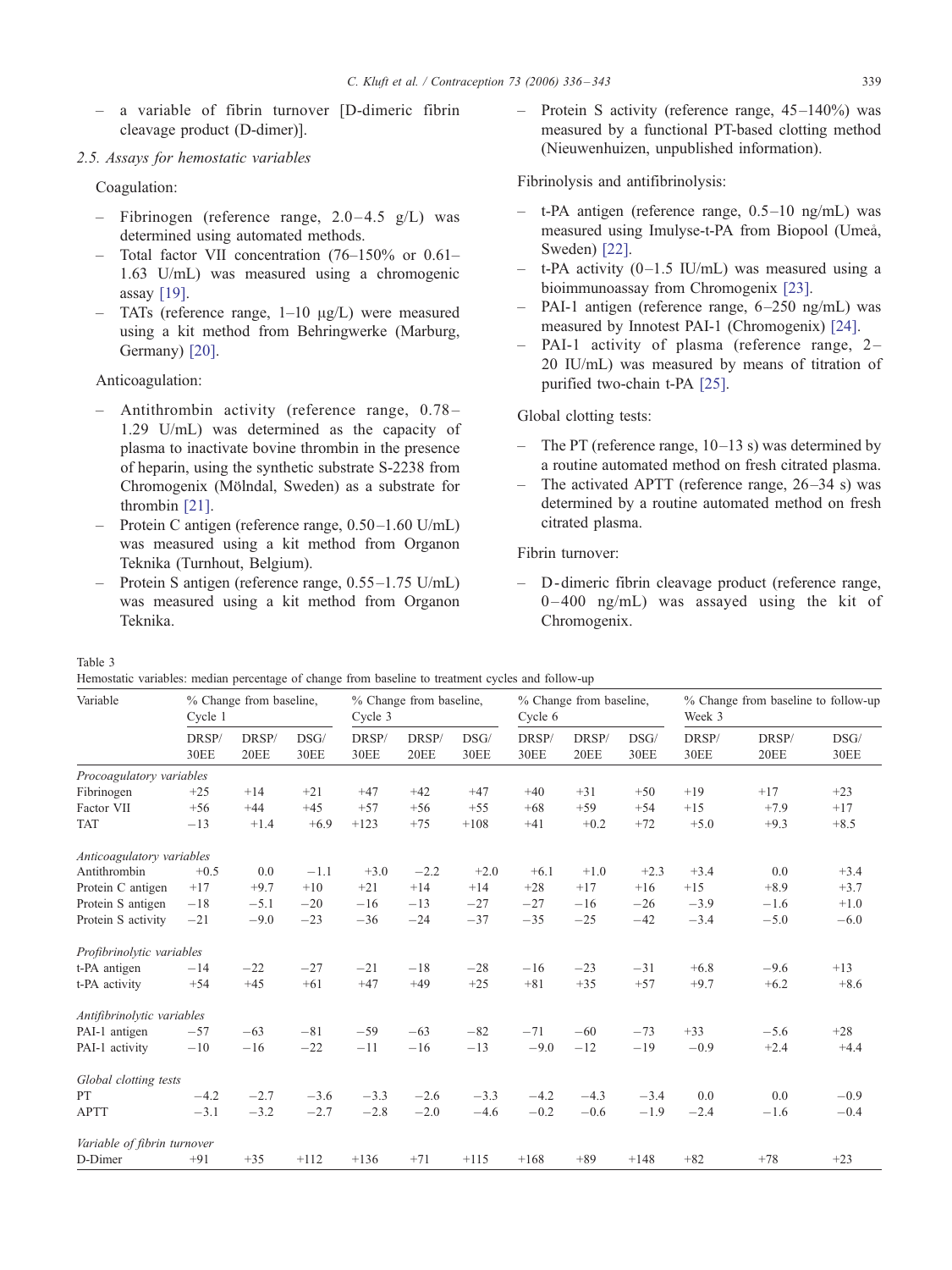– a variable of fibrin turnover [D-dimeric fibrin cleavage product (D-dimer)].

### 2.5. Assays for hemostatic variables

Coagulation:

- Fibrinogen (reference range, 2.0–4.5 g/L) was determined using automated methods.
- Total factor VII concentration (76–150% or 0.61–1.63 U/mL) was measured using a chromogenic assay [19].
- TATs (reference range, 1–10 μg/L) were measured using a kit method from Behringwerke (Marburg, Germany) [20].

Anticoagulation:

- Antithrombin activity (reference range, 0.78–1.29 U/mL) was determined as the capacity of plasma to inactivate bovine thrombin in the presence of heparin, using the synthetic substrate S-2238 from Chromogenix (Mölndal, Sweden) as a substrate for thrombin [21].
- Protein C antigen (reference range, 0.50–1.60 U/mL) was measured using a kit method from Organon Teknika (Turnhout, Belgium).
- Protein S antigen (reference range, 0.55–1.75 U/mL) was measured using a kit method from Organon Teknika.
- Protein S activity (reference range, 45–140%) was measured by a functional PT-based clotting method (Nieuwenhuizen, unpublished information).

Fibrinolysis and antifibrinolysis:

- t-PA antigen (reference range, 0.5–10 ng/mL) was measured using Imulyse-t-PA from Biopool (Umeå, Sweden) [22].
- t-PA activity (0–1.5 IU/mL) was measured using a bioimmunoassay from Chromogenix [23].
- PAI-1 antigen (reference range, 6–250 ng/mL) was measured by Innotest PAI-1 (Chromogenix) [24].
- PAI-1 activity of plasma (reference range, 2–20 IU/mL) was measured by means of titration of purified two-chain t-PA [25].

Global clotting tests:

- The PT (reference range, 10–13 s) was determined by a routine automated method on fresh citrated plasma.
- The activated APTT (reference range, 26–34 s) was determined by a routine automated method on fresh citrated plasma.

Fibrin turnover:

- D-dimeric fibrin cleavage product (reference range, 0–400 ng/mL) was assayed using the kit of Chromogenix.

Table 3
Hemostatic variables: median percentage of change from baseline to treatment cycles and follow-up

| Variable | % Change from baseline, Cycle 1 | | | % Change from baseline, Cycle 3 | | | % Change from baseline, Cycle 6 | | | % Change from baseline to follow-up Week 3 | | |
|---|---|---|---|---|---|---|---|---|---|---|---|---|
| | DRSP/30EE | DRSP/20EE | DSG/30EE | DRSP/30EE | DRSP/20EE | DSG/30EE | DRSP/30EE | DRSP/20EE | DSG/30EE | DRSP/30EE | DRSP/20EE | DSG/30EE |
| *Procoagulatory variables* | | | | | | | | | | | | |
| Fibrinogen | +25 | +14 | +21 | +47 | +42 | +47 | +40 | +31 | +50 | +19 | +17 | +23 |
| Factor VII | +56 | +44 | +45 | +57 | +56 | +55 | +68 | +59 | +54 | +15 | +7.9 | +17 |
| TAT | −13 | +1.4 | +6.9 | +123 | +75 | +108 | +41 | +0.2 | +72 | +5.0 | +9.3 | +8.5 |
| *Anticoagulatory variables* | | | | | | | | | | | | |
| Antithrombin | +0.5 | 0.0 | −1.1 | +3.0 | −2.2 | +2.0 | +6.1 | +1.0 | +2.3 | +3.4 | 0.0 | +3.4 |
| Protein C antigen | +17 | +9.7 | +10 | +21 | +14 | +14 | +28 | +17 | +16 | +15 | +8.9 | +3.7 |
| Protein S antigen | −18 | −5.1 | −20 | −16 | −13 | −27 | −27 | −16 | −26 | −3.9 | −1.6 | +1.0 |
| Protein S activity | −21 | −9.0 | −23 | −36 | −24 | −37 | −35 | −25 | −42 | −3.4 | −5.0 | −6.0 |
| *Profibrinolytic variables* | | | | | | | | | | | | |
| t-PA antigen | −14 | −22 | −27 | −21 | −18 | −28 | −16 | −23 | −31 | +6.8 | −9.6 | +13 |
| t-PA activity | +54 | +45 | +61 | +47 | +49 | +25 | +81 | +35 | +57 | +9.7 | +6.2 | +8.6 |
| *Antifibrinolytic variables* | | | | | | | | | | | | |
| PAI-1 antigen | −57 | −63 | −81 | −59 | −63 | −82 | −71 | −60 | −73 | +33 | −5.6 | +28 |
| PAI-1 activity | −10 | −16 | −22 | −11 | −16 | −13 | −9.0 | −12 | −19 | −0.9 | +2.4 | +4.4 |
| *Global clotting tests* | | | | | | | | | | | | |
| PT | −4.2 | −2.7 | −3.6 | −3.3 | −2.6 | −3.3 | −4.2 | −4.3 | −3.4 | 0.0 | 0.0 | −0.9 |
| APTT | −3.1 | −3.2 | −2.7 | −2.8 | −2.0 | −4.6 | −0.2 | −0.6 | −1.9 | −2.4 | −1.6 | −0.4 |
| *Variable of fibrin turnover* | | | | | | | | | | | | |
| D-Dimer | +91 | +35 | +112 | +136 | +71 | +115 | +168 | +89 | +148 | +82 | +78 | +23 |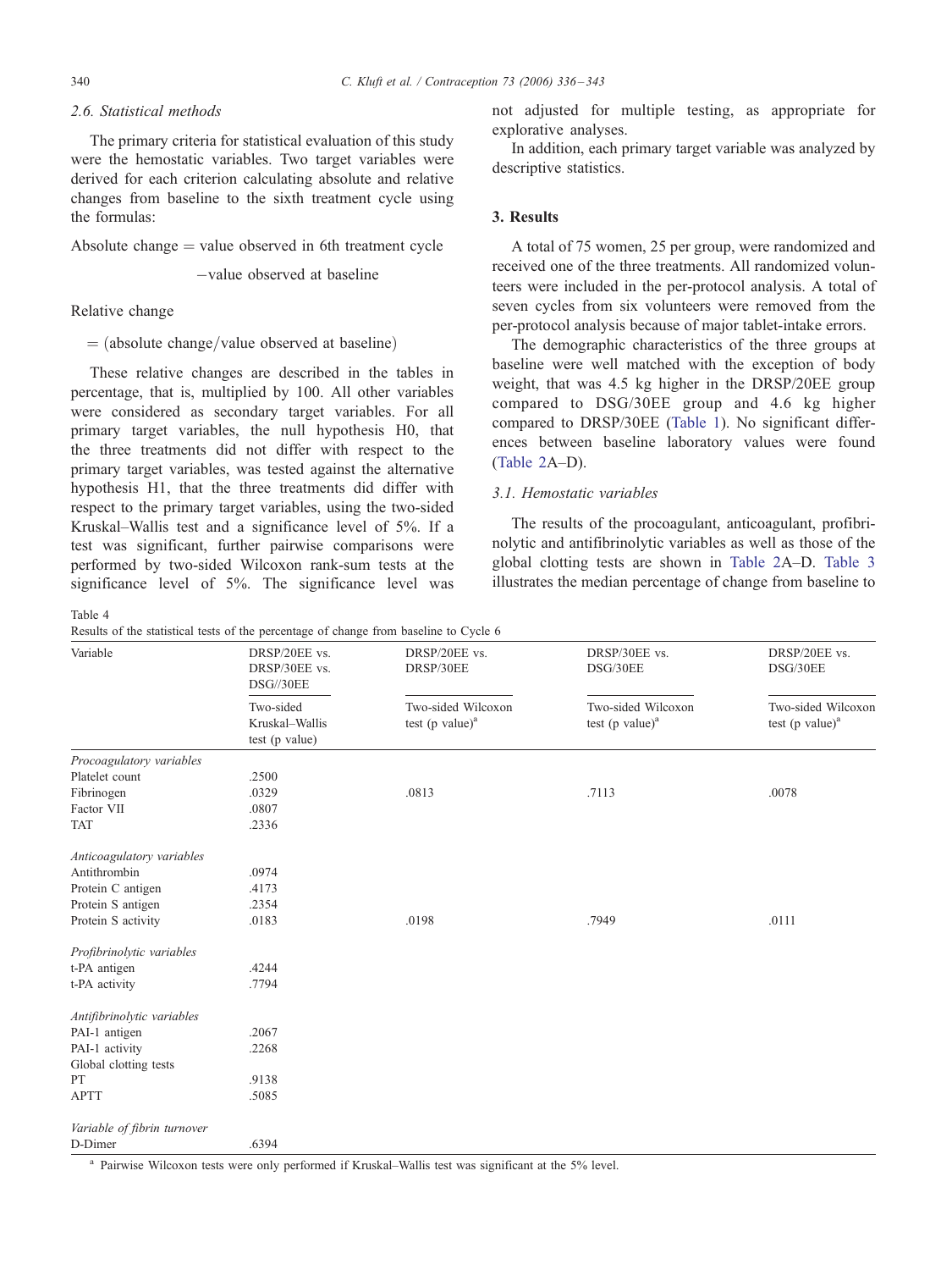### 2.6. Statistical methods

The primary criteria for statistical evaluation of this study were the hemostatic variables. Two target variables were derived for each criterion calculating absolute and relative changes from baseline to the sixth treatment cycle using the formulas:

$$\text{Absolute change} = \text{value observed in 6th treatment cycle} - \text{value observed at baseline}$$

$$\text{Relative change} = (\text{absolute change}/\text{value observed at baseline})$$

These relative changes are described in the tables in percentage, that is, multiplied by 100. All other variables were considered as secondary target variables. For all primary target variables, the null hypothesis H0, that the three treatments did not differ with respect to the primary target variables, was tested against the alternative hypothesis H1, that the three treatments did differ with respect to the primary target variables, using the two-sided Kruskal–Wallis test and a significance level of 5%. If a test was significant, further pairwise comparisons were performed by two-sided Wilcoxon rank-sum tests at the significance level of 5%. The significance level was not adjusted for multiple testing, as appropriate for explorative analyses.

In addition, each primary target variable was analyzed by descriptive statistics.

## 3. Results

A total of 75 women, 25 per group, were randomized and received one of the three treatments. All randomized volunteers were included in the per-protocol analysis. A total of seven cycles from six volunteers were removed from the per-protocol analysis because of major tablet-intake errors.

The demographic characteristics of the three groups at baseline were well matched with the exception of body weight, that was 4.5 kg higher in the DRSP/20EE group compared to DSG/30EE group and 4.6 kg higher compared to DRSP/30EE (Table 1). No significant differences between baseline laboratory values were found (Table 2A–D).

### 3.1. Hemostatic variables

The results of the procoagulant, anticoagulant, profibrinolytic and antifibrinolytic variables as well as those of the global clotting tests are shown in Table 2A–D. Table 3 illustrates the median percentage of change from baseline to

Table 4

Results of the statistical tests of the percentage of change from baseline to Cycle 6

| Variable | DRSP/20EE vs. DRSP/30EE vs. DSG//30EE | DRSP/20EE vs. DRSP/30EE | DRSP/30EE vs. DSG/30EE | DRSP/20EE vs. DSG/30EE |
|---|---|---|---|---|
| | Two-sided Kruskal–Wallis test (p value) | Two-sided Wilcoxon test (p value)[a] | Two-sided Wilcoxon test (p value)[a] | Two-sided Wilcoxon test (p value)[a] |
| *Procoagulatory variables* | | | | |
| Platelet count | .2500 | | | |
| Fibrinogen | .0329 | .0813 | .7113 | .0078 |
| Factor VII | .0807 | | | |
| TAT | .2336 | | | |
| *Anticoagulatory variables* | | | | |
| Antithrombin | .0974 | | | |
| Protein C antigen | .4173 | | | |
| Protein S antigen | .2354 | | | |
| Protein S activity | .0183 | .0198 | .7949 | .0111 |
| *Profibrinolytic variables* | | | | |
| t-PA antigen | .4244 | | | |
| t-PA activity | .7794 | | | |
| *Antifibrinolytic variables* | | | | |
| PAI-1 antigen | .2067 | | | |
| PAI-1 activity | .2268 | | | |
| Global clotting tests | | | | |
| PT | .9138 | | | |
| APTT | .5085 | | | |
| *Variable of fibrin turnover* | | | | |
| D-Dimer | .6394 | | | |

[a] Pairwise Wilcoxon tests were only performed if Kruskal–Wallis test was significant at the 5% level.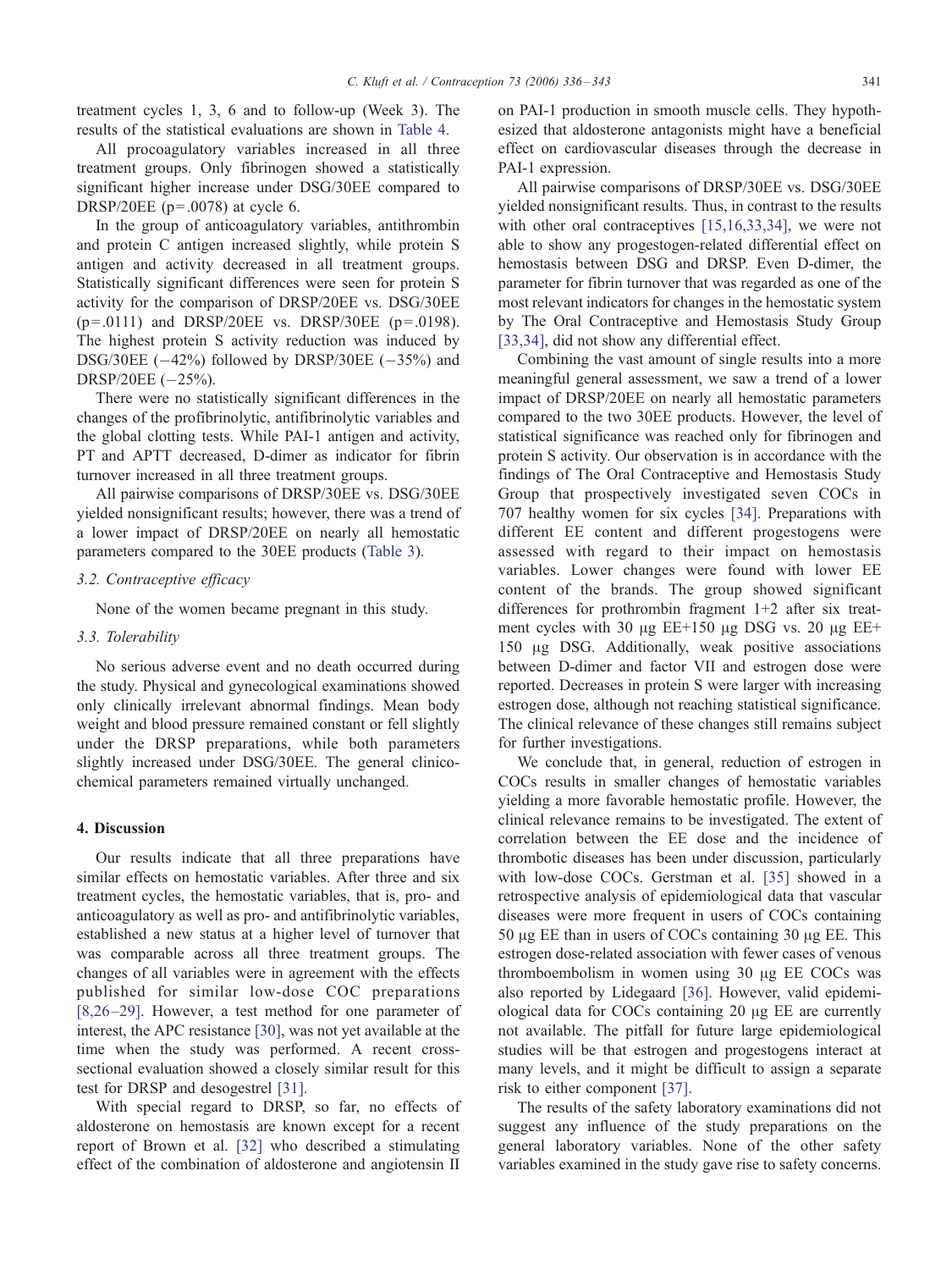treatment cycles 1, 3, 6 and to follow-up (Week 3). The results of the statistical evaluations are shown in Table 4.

All procoagulatory variables increased in all three treatment groups. Only fibrinogen showed a statistically significant higher increase under DSG/30EE compared to DRSP/20EE (p=.0078) at cycle 6.

In the group of anticoagulatory variables, antithrombin and protein C antigen increased slightly, while protein S antigen and activity decreased in all treatment groups. Statistically significant differences were seen for protein S activity for the comparison of DRSP/20EE vs. DSG/30EE (p=.0111) and DRSP/20EE vs. DRSP/30EE (p=.0198). The highest protein S activity reduction was induced by DSG/30EE (−42%) followed by DRSP/30EE (−35%) and DRSP/20EE (−25%).

There were no statistically significant differences in the changes of the profibrinolytic, antifibrinolytic variables and the global clotting tests. While PAI-1 antigen and activity, PT and APTT decreased, D-dimer as indicator for fibrin turnover increased in all three treatment groups.

All pairwise comparisons of DRSP/30EE vs. DSG/30EE yielded nonsignificant results; however, there was a trend of a lower impact of DRSP/20EE on nearly all hemostatic parameters compared to the 30EE products (Table 3).

### 3.2. Contraceptive efficacy

None of the women became pregnant in this study.

### 3.3. Tolerability

No serious adverse event and no death occurred during the study. Physical and gynecological examinations showed only clinically irrelevant abnormal findings. Mean body weight and blood pressure remained constant or fell slightly under the DRSP preparations, while both parameters slightly increased under DSG/30EE. The general clinicochemical parameters remained virtually unchanged.

## 4. Discussion

Our results indicate that all three preparations have similar effects on hemostatic variables. After three and six treatment cycles, the hemostatic variables, that is, pro- and anticoagulatory as well as pro- and antifibrinolytic variables, established a new status at a higher level of turnover that was comparable across all three treatment groups. The changes of all variables were in agreement with the effects published for similar low-dose COC preparations [8,26–29]. However, a test method for one parameter of interest, the APC resistance [30], was not yet available at the time when the study was performed. A recent cross-sectional evaluation showed a closely similar result for this test for DRSP and desogestrel [31].

With special regard to DRSP, so far, no effects of aldosterone on hemostasis are known except for a recent report of Brown et al. [32] who described a stimulating effect of the combination of aldosterone and angiotensin II on PAI-1 production in smooth muscle cells. They hypothesized that aldosterone antagonists might have a beneficial effect on cardiovascular diseases through the decrease in PAI-1 expression.

All pairwise comparisons of DRSP/30EE vs. DSG/30EE yielded nonsignificant results. Thus, in contrast to the results with other oral contraceptives [15,16,33,34], we were not able to show any progestogen-related differential effect on hemostasis between DSG and DRSP. Even D-dimer, the parameter for fibrin turnover that was regarded as one of the most relevant indicators for changes in the hemostatic system by The Oral Contraceptive and Hemostasis Study Group [33,34], did not show any differential effect.

Combining the vast amount of single results into a more meaningful general assessment, we saw a trend of a lower impact of DRSP/20EE on nearly all hemostatic parameters compared to the two 30EE products. However, the level of statistical significance was reached only for fibrinogen and protein S activity. Our observation is in accordance with the findings of The Oral Contraceptive and Hemostasis Study Group that prospectively investigated seven COCs in 707 healthy women for six cycles [34]. Preparations with different EE content and different progestogens were assessed with regard to their impact on hemostasis variables. Lower changes were found with lower EE content of the brands. The group showed significant differences for prothrombin fragment 1+2 after six treatment cycles with 30 μg EE+150 μg DSG vs. 20 μg EE+150 μg DSG. Additionally, weak positive associations between D-dimer and factor VII and estrogen dose were reported. Decreases in protein S were larger with increasing estrogen dose, although not reaching statistical significance. The clinical relevance of these changes still remains subject for further investigations.

We conclude that, in general, reduction of estrogen in COCs results in smaller changes of hemostatic variables yielding a more favorable hemostatic profile. However, the clinical relevance remains to be investigated. The extent of correlation between the EE dose and the incidence of thrombotic diseases has been under discussion, particularly with low-dose COCs. Gerstman et al. [35] showed in a retrospective analysis of epidemiological data that vascular diseases were more frequent in users of COCs containing 50 μg EE than in users of COCs containing 30 μg EE. This estrogen dose-related association with fewer cases of venous thromboembolism in women using 30 μg EE COCs was also reported by Lidegaard [36]. However, valid epidemiological data for COCs containing 20 μg EE are currently not available. The pitfall for future large epidemiological studies will be that estrogen and progestogens interact at many levels, and it might be difficult to assign a separate risk to either component [37].

The results of the safety laboratory examinations did not suggest any influence of the study preparations on the general laboratory variables. None of the other safety variables examined in the study gave rise to safety concerns.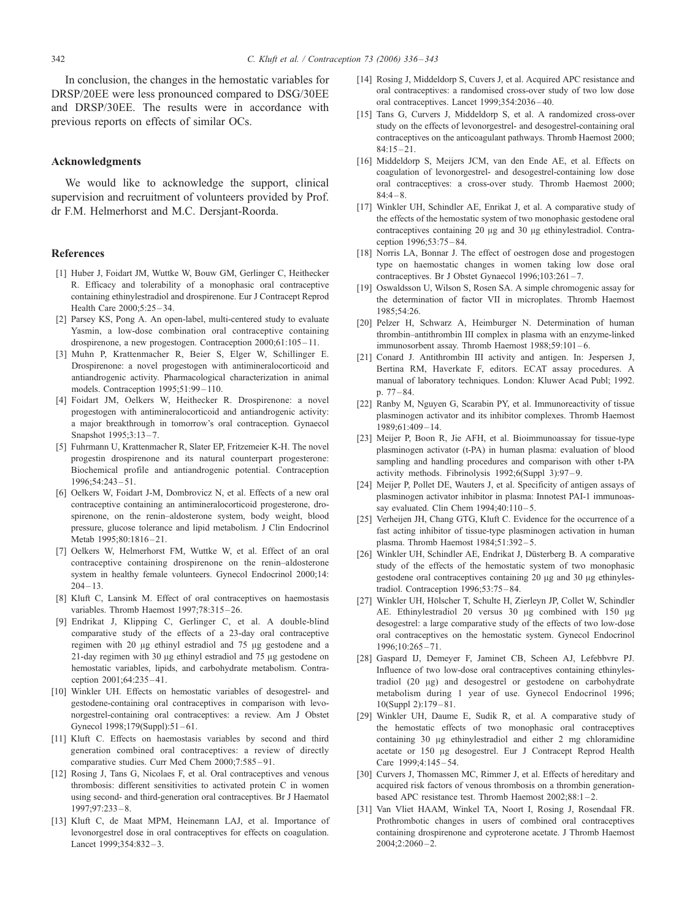In conclusion, the changes in the hemostatic variables for DRSP/20EE were less pronounced compared to DSG/30EE and DRSP/30EE. The results were in accordance with previous reports on effects of similar OCs.

## Acknowledgments

We would like to acknowledge the support, clinical supervision and recruitment of volunteers provided by Prof. dr F.M. Helmerhorst and M.C. Dersjant-Roorda.

## References

[1] Huber J, Foidart JM, Wuttke W, Bouw GM, Gerlinger C, Heithecker R. Efficacy and tolerability of a monophasic oral contraceptive containing ethinylestradiol and drospirenone. Eur J Contracept Reprod Health Care 2000;5:25–34.

[2] Parsey KS, Pong A. An open-label, multi-centered study to evaluate Yasmin, a low-dose combination oral contraceptive containing drospirenone, a new progestogen. Contraception 2000;61:105–11.

[3] Muhn P, Krattenmacher R, Beier S, Elger W, Schillinger E. Drospirenone: a novel progestogen with antimineralocorticoid and antiandrogenic activity. Pharmacological characterization in animal models. Contraception 1995;51:99–110.

[4] Foidart JM, Oelkers W, Heithecker R. Drospirenone: a novel progestogen with antimineralocorticoid and antiandrogenic activity: a major breakthrough in tomorrow's oral contraception. Gynaecol Snapshot 1995;3:13–7.

[5] Fuhrmann U, Krattenmacher R, Slater EP, Fritzemeier K-H. The novel progestin drospirenone and its natural counterpart progesterone: Biochemical profile and antiandrogenic potential. Contraception 1996;54:243–51.

[6] Oelkers W, Foidart J-M, Dombrovicz N, et al. Effects of a new oral contraceptive containing an antimineralocorticoid progesterone, drospirenone, on the renin–aldosterone system, body weight, blood pressure, glucose tolerance and lipid metabolism. J Clin Endocrinol Metab 1995;80:1816–21.

[7] Oelkers W, Helmerhorst FM, Wuttke W, et al. Effect of an oral contraceptive containing drospirenone on the renin–aldosterone system in healthy female volunteers. Gynecol Endocrinol 2000;14: 204–13.

[8] Kluft C, Lansink M. Effect of oral contraceptives on haemostasis variables. Thromb Haemost 1997;78:315–26.

[9] Endrikat J, Klipping C, Gerlinger C, et al. A double-blind comparative study of the effects of a 23-day oral contraceptive regimen with 20 μg ethinyl estradiol and 75 μg gestodene and a 21-day regimen with 30 μg ethinyl estradiol and 75 μg gestodene on hemostatic variables, lipids, and carbohydrate metabolism. Contraception 2001;64:235–41.

[10] Winkler UH. Effects on hemostatic variables of desogestrel- and gestodene-containing oral contraceptives in comparison with levonorgestrel-containing oral contraceptives: a review. Am J Obstet Gynecol 1998;179(Suppl):51–61.

[11] Kluft C. Effects on haemostasis variables by second and third generation combined oral contraceptives: a review of directly comparative studies. Curr Med Chem 2000;7:585–91.

[12] Rosing J, Tans G, Nicolaes F, et al. Oral contraceptives and venous thrombosis: different sensitivities to activated protein C in women using second- and third-generation oral contraceptives. Br J Haematol 1997;97:233–8.

[13] Kluft C, de Maat MPM, Heinemann LAJ, et al. Importance of levonorgestrel dose in oral contraceptives for effects on coagulation. Lancet 1999;354:832–3.

[14] Rosing J, Middeldorp S, Cuvers J, et al. Acquired APC resistance and oral contraceptives: a randomised cross-over study of two low dose oral contraceptives. Lancet 1999;354:2036–40.

[15] Tans G, Curvers J, Middeldorp S, et al. A randomized cross-over study on the effects of levonorgestrel- and desogestrel-containing oral contraceptives on the anticoagulant pathways. Thromb Haemost 2000; 84:15–21.

[16] Middeldorp S, Meijers JCM, van den Ende AE, et al. Effects on coagulation of levonorgestrel- and desogestrel-containing low dose oral contraceptives: a cross-over study. Thromb Haemost 2000; 84:4–8.

[17] Winkler UH, Schindler AE, Enrikat J, et al. A comparative study of the effects of the hemostatic system of two monophasic gestodene oral contraceptives containing 20 μg and 30 μg ethinylestradiol. Contraception 1996;53:75–84.

[18] Norris LA, Bonnar J. The effect of oestrogen dose and progestogen type on haemostatic changes in women taking low dose oral contraceptives. Br J Obstet Gynaecol 1996;103:261–7.

[19] Oswaldsson U, Wilson S, Rosen SA. A simple chromogenic assay for the determination of factor VII in microplates. Thromb Haemost 1985;54:26.

[20] Pelzer H, Schwarz A, Heimburger N. Determination of human thrombin–antithrombin III complex in plasma with an enzyme-linked immunosorbent assay. Thromb Haemost 1988;59:101–6.

[21] Conard J. Antithrombin III activity and antigen. In: Jespersen J, Bertina RM, Haverkate F, editors. ECAT assay procedures. A manual of laboratory techniques. London: Kluwer Acad Publ; 1992. p. 77–84.

[22] Ranby M, Nguyen G, Scarabin PY, et al. Immunoreactivity of tissue plasminogen activator and its inhibitor complexes. Thromb Haemost 1989;61:409–14.

[23] Meijer P, Boon R, Jie AFH, et al. Bioimmunoassay for tissue-type plasminogen activator (t-PA) in human plasma: evaluation of blood sampling and handling procedures and comparison with other t-PA activity methods. Fibrinolysis 1992;6(Suppl 3):97–9.

[24] Meijer P, Pollet DE, Wauters J, et al. Specificity of antigen assays of plasminogen activator inhibitor in plasma: Innotest PAI-1 immunoassay evaluated. Clin Chem 1994;40:110–5.

[25] Verheijen JH, Chang GTG, Kluft C. Evidence for the occurrence of a fast acting inhibitor of tissue-type plasminogen activation in human plasma. Thromb Haemost 1984;51:392–5.

[26] Winkler UH, Schindler AE, Endrikat J, Düsterberg B. A comparative study of the effects of the hemostatic system of two monophasic gestodene oral contraceptives containing 20 μg and 30 μg ethinylestradiol. Contraception 1996;53:75–84.

[27] Winkler UH, Hölscher T, Schulte H, Zierleyn JP, Collet W, Schindler AE. Ethinylestradiol 20 versus 30 μg combined with 150 μg desogestrel: a large comparative study of the effects of two low-dose oral contraceptives on the hemostatic system. Gynecol Endocrinol 1996;10:265–71.

[28] Gaspard IJ, Demeyer F, Jaminet CB, Scheen AJ, Lefebbvre PJ. Influence of two low-dose oral contraceptives containing ethinylestradiol (20 μg) and desogestrel or gestodene on carbohydrate metabolism during 1 year of use. Gynecol Endocrinol 1996; 10(Suppl 2):179–81.

[29] Winkler UH, Daume E, Sudik R, et al. A comparative study of the hemostatic effects of two monophasic oral contraceptives containing 30 μg ethinylestradiol and either 2 mg chloramidine acetate or 150 μg desogestrel. Eur J Contracept Reprod Health Care 1999;4:145–54.

[30] Curvers J, Thomassen MC, Rimmer J, et al. Effects of hereditary and acquired risk factors of venous thrombosis on a thrombin generation-based APC resistance test. Thromb Haemost 2002;88:1–2.

[31] Van Vliet HAAM, Winkel TA, Noort I, Rosing J, Rosendaal FR. Prothrombotic changes in users of combined oral contraceptives containing drospirenone and cyproterone acetate. J Thromb Haemost 2004;2:2060–2.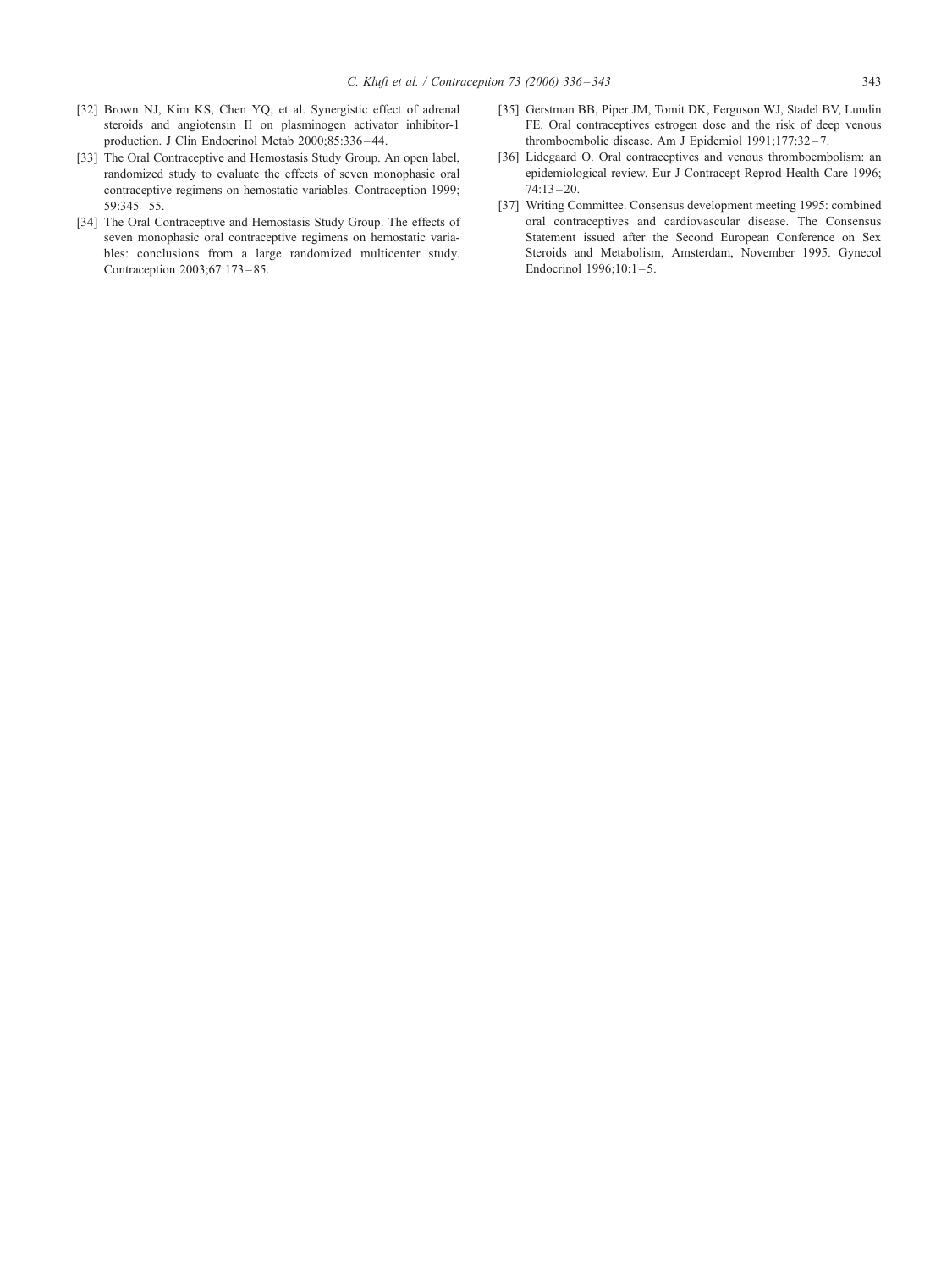[32] Brown NJ, Kim KS, Chen YQ, et al. Synergistic effect of adrenal steroids and angiotensin II on plasminogen activator inhibitor-1 production. J Clin Endocrinol Metab 2000;85:336 – 44.

[33] The Oral Contraceptive and Hemostasis Study Group. An open label, randomized study to evaluate the effects of seven monophasic oral contraceptive regimens on hemostatic variables. Contraception 1999; 59:345 – 55.

[34] The Oral Contraceptive and Hemostasis Study Group. The effects of seven monophasic oral contraceptive regimens on hemostatic variables: conclusions from a large randomized multicenter study. Contraception 2003;67:173 – 85.

[35] Gerstman BB, Piper JM, Tomit DK, Ferguson WJ, Stadel BV, Lundin FE. Oral contraceptives estrogen dose and the risk of deep venous thromboembolic disease. Am J Epidemiol 1991;177:32 – 7.

[36] Lidegaard O. Oral contraceptives and venous thromboembolism: an epidemiological review. Eur J Contracept Reprod Health Care 1996; 74:13 – 20.

[37] Writing Committee. Consensus development meeting 1995: combined oral contraceptives and cardiovascular disease. The Consensus Statement issued after the Second European Conference on Sex Steroids and Metabolism, Amsterdam, November 1995. Gynecol Endocrinol 1996;10:1 – 5.